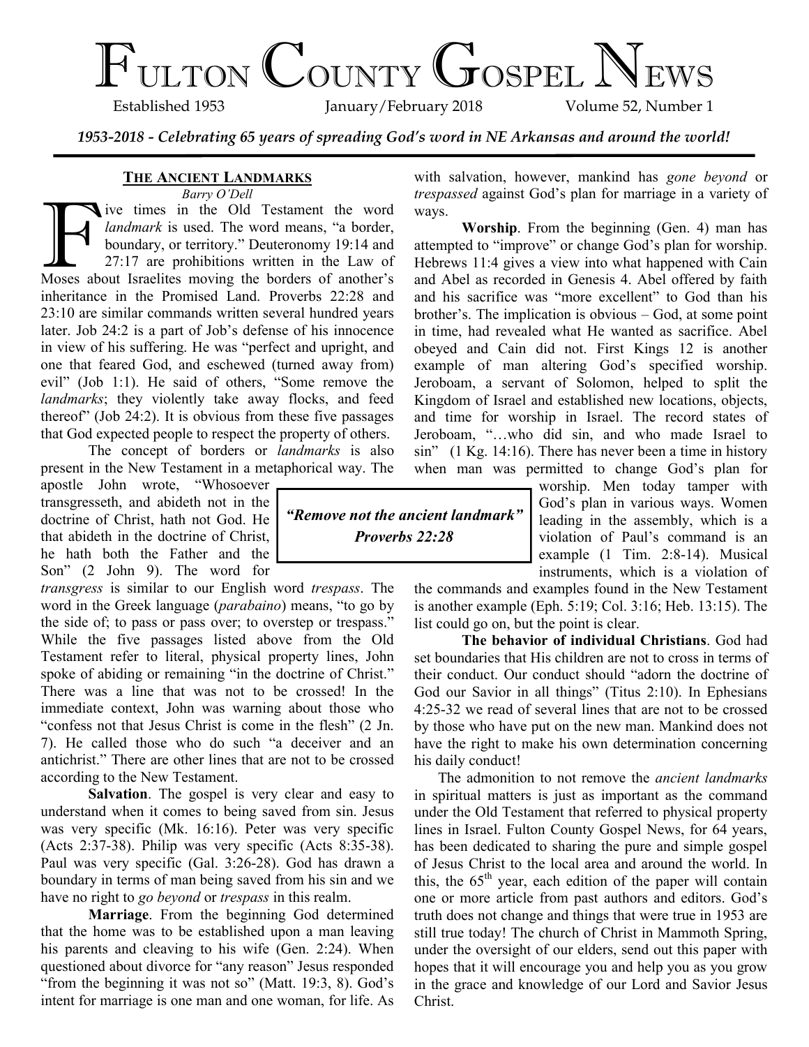# Fulton County Gospel News

Established 1953 January/February 2018 Volume 52, Number 1

*1953-2018 - Celebrating 65 years of spreading God's word in NE Arkansas and around the world!*

## The Ancient Landmarks

*Barry O'Dell*

Five times in the Old Testament the word *landmark* is used. The word means, "a border, boundary, or territory." Deuteronomy 19:14 and 27:17 are prohibitions written in the Law of Moses about Israelites moving the borders of another's inheritance in the Promised Land. Proverbs 22:28 and 23:10 are similar commands written several hundred years later. Job 24:2 is a part of Job's defense of his innocence in view of his suffering. He was "perfect and upright, and one that feared God, and eschewed (turned away from) evil" (Job 1:1). He said of others, "Some remove the *landmarks*; they violently take away flocks, and feed thereof" (Job 24:2). It is obvious from these five passages that God expected people to respect the property of others.

The concept of borders or *landmarks* is also present in the New Testament in a metaphorical way. The apostle John wrote, "Whosoever transgresseth, and abideth not in the doctrine of Christ, hath not God. He that abideth in the doctrine of Christ, he hath both the Father and the Son" (2 John 9). The word for *transgress* is similar to our English word *trespass*. The word in the Greek language (*parabaino*) means, "to go by the side of; to pass or pass over; to overstep or trespass." While the five passages listed above from the Old Testament refer to literal, physical property lines, John spoke of abiding or remaining "in the doctrine of Christ." There was a line that was not to be crossed! In the immediate context, John was warning about those who "confess not that Jesus Christ is come in the flesh" (2 Jn. 7). He called those who do such "a deceiver and an antichrist." There are other lines that are not to be crossed according to the New Testament.

> ***"Remove not the ancient landmark"***
> ***Proverbs 22:28***

**Salvation**. The gospel is very clear and easy to understand when it comes to being saved from sin. Jesus was very specific (Mk. 16:16). Peter was very specific (Acts 2:37-38). Philip was very specific (Acts 8:35-38). Paul was very specific (Gal. 3:26-28). God has drawn a boundary in terms of man being saved from his sin and we have no right to *go beyond* or *trespass* in this realm.

**Marriage**. From the beginning God determined that the home was to be established upon a man leaving his parents and cleaving to his wife (Gen. 2:24). When questioned about divorce for "any reason" Jesus responded "from the beginning it was not so" (Matt. 19:3, 8). God's intent for marriage is one man and one woman, for life. As with salvation, however, mankind has *gone beyond* or *trespassed* against God's plan for marriage in a variety of ways.

**Worship**. From the beginning (Gen. 4) man has attempted to "improve" or change God's plan for worship. Hebrews 11:4 gives a view into what happened with Cain and Abel as recorded in Genesis 4. Abel offered by faith and his sacrifice was "more excellent" to God than his brother's. The implication is obvious – God, at some point in time, had revealed what He wanted as sacrifice. Abel obeyed and Cain did not. First Kings 12 is another example of man altering God's specified worship. Jeroboam, a servant of Solomon, helped to split the Kingdom of Israel and established new locations, objects, and time for worship in Israel. The record states of Jeroboam, "…who did sin, and who made Israel to sin" (1 Kg. 14:16). There has never been a time in history when man was permitted to change God's plan for worship. Men today tamper with God's plan in various ways. Women leading in the assembly, which is a violation of Paul's command is an example (1 Tim. 2:8-14). Musical instruments, which is a violation of the commands and examples found in the New Testament is another example (Eph. 5:19; Col. 3:16; Heb. 13:15). The list could go on, but the point is clear.

**The behavior of individual Christians**. God had set boundaries that His children are not to cross in terms of their conduct. Our conduct should "adorn the doctrine of God our Savior in all things" (Titus 2:10). In Ephesians 4:25-32 we read of several lines that are not to be crossed by those who have put on the new man. Mankind does not have the right to make his own determination concerning his daily conduct!

The admonition to not remove the *ancient landmarks* in spiritual matters is just as important as the command under the Old Testament that referred to physical property lines in Israel. Fulton County Gospel News, for 64 years, has been dedicated to sharing the pure and simple gospel of Jesus Christ to the local area and around the world. In this, the 65th year, each edition of the paper will contain one or more article from past authors and editors. God's truth does not change and things that were true in 1953 are still true today! The church of Christ in Mammoth Spring, under the oversight of our elders, send out this paper with hopes that it will encourage you and help you as you grow in the grace and knowledge of our Lord and Savior Jesus Christ.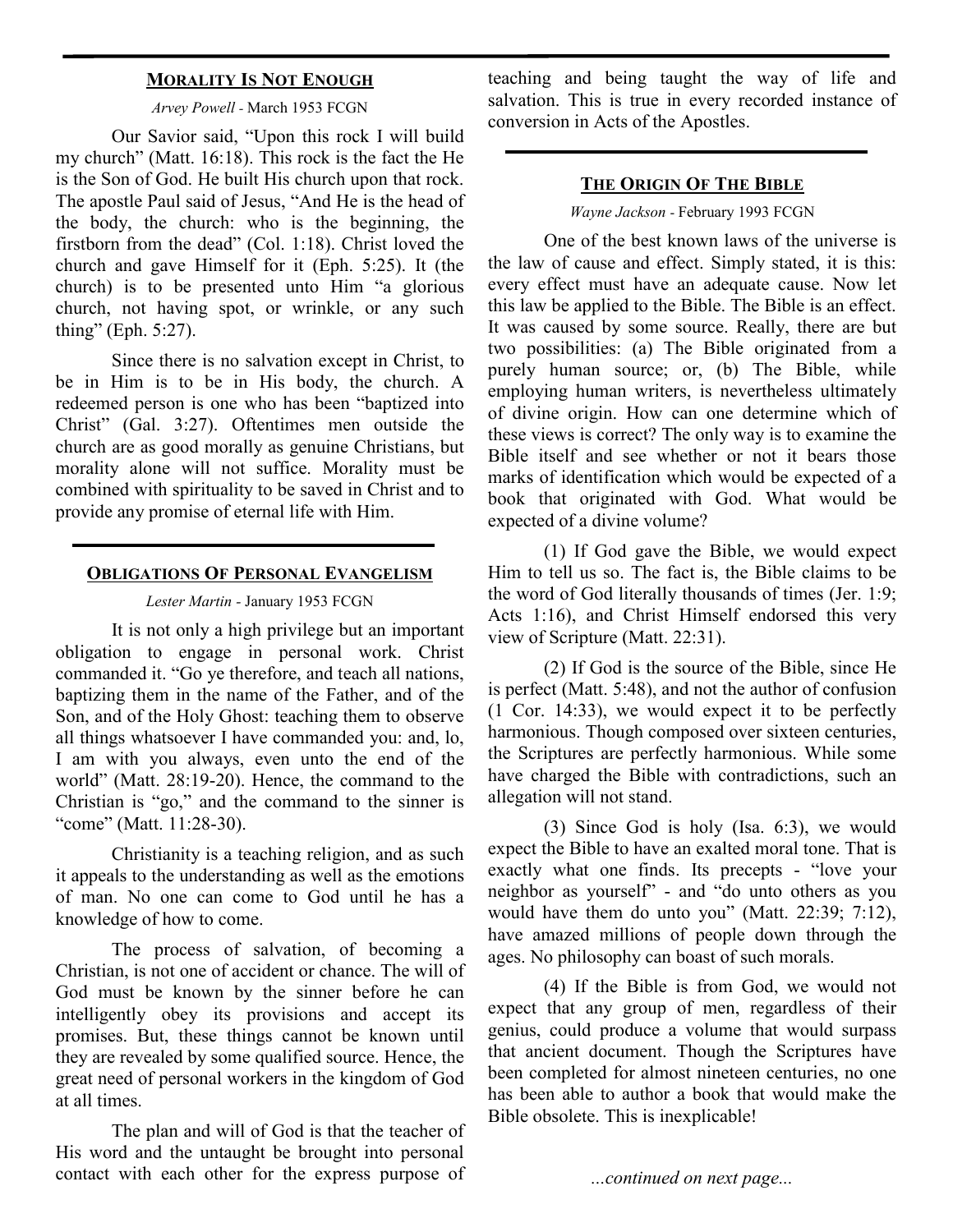## Morality Is Not Enough

*Arvey Powell* - March 1953 FCGN

Our Savior said, "Upon this rock I will build my church" (Matt. 16:18). This rock is the fact the He is the Son of God. He built His church upon that rock. The apostle Paul said of Jesus, "And He is the head of the body, the church: who is the beginning, the firstborn from the dead" (Col. 1:18). Christ loved the church and gave Himself for it (Eph. 5:25). It (the church) is to be presented unto Him "a glorious church, not having spot, or wrinkle, or any such thing" (Eph. 5:27).

Since there is no salvation except in Christ, to be in Him is to be in His body, the church. A redeemed person is one who has been "baptized into Christ" (Gal. 3:27). Oftentimes men outside the church are as good morally as genuine Christians, but morality alone will not suffice. Morality must be combined with spirituality to be saved in Christ and to provide any promise of eternal life with Him.

## Obligations Of Personal Evangelism

*Lester Martin* - January 1953 FCGN

It is not only a high privilege but an important obligation to engage in personal work. Christ commanded it. "Go ye therefore, and teach all nations, baptizing them in the name of the Father, and of the Son, and of the Holy Ghost: teaching them to observe all things whatsoever I have commanded you: and, lo, I am with you always, even unto the end of the world" (Matt. 28:19-20). Hence, the command to the Christian is "go," and the command to the sinner is "come" (Matt. 11:28-30).

Christianity is a teaching religion, and as such it appeals to the understanding as well as the emotions of man. No one can come to God until he has a knowledge of how to come.

The process of salvation, of becoming a Christian, is not one of accident or chance. The will of God must be known by the sinner before he can intelligently obey its provisions and accept its promises. But, these things cannot be known until they are revealed by some qualified source. Hence, the great need of personal workers in the kingdom of God at all times.

The plan and will of God is that the teacher of His word and the untaught be brought into personal contact with each other for the express purpose of teaching and being taught the way of life and salvation. This is true in every recorded instance of conversion in Acts of the Apostles.

## The Origin Of The Bible

*Wayne Jackson* - February 1993 FCGN

One of the best known laws of the universe is the law of cause and effect. Simply stated, it is this: every effect must have an adequate cause. Now let this law be applied to the Bible. The Bible is an effect. It was caused by some source. Really, there are but two possibilities: (a) The Bible originated from a purely human source; or, (b) The Bible, while employing human writers, is nevertheless ultimately of divine origin. How can one determine which of these views is correct? The only way is to examine the Bible itself and see whether or not it bears those marks of identification which would be expected of a book that originated with God. What would be expected of a divine volume?

(1) If God gave the Bible, we would expect Him to tell us so. The fact is, the Bible claims to be the word of God literally thousands of times (Jer. 1:9; Acts 1:16), and Christ Himself endorsed this very view of Scripture (Matt. 22:31).

(2) If God is the source of the Bible, since He is perfect (Matt. 5:48), and not the author of confusion (1 Cor. 14:33), we would expect it to be perfectly harmonious. Though composed over sixteen centuries, the Scriptures are perfectly harmonious. While some have charged the Bible with contradictions, such an allegation will not stand.

(3) Since God is holy (Isa. 6:3), we would expect the Bible to have an exalted moral tone. That is exactly what one finds. Its precepts - "love your neighbor as yourself" - and "do unto others as you would have them do unto you" (Matt. 22:39; 7:12), have amazed millions of people down through the ages. No philosophy can boast of such morals.

(4) If the Bible is from God, we would not expect that any group of men, regardless of their genius, could produce a volume that would surpass that ancient document. Though the Scriptures have been completed for almost nineteen centuries, no one has been able to author a book that would make the Bible obsolete. This is inexplicable!

*...continued on next page...*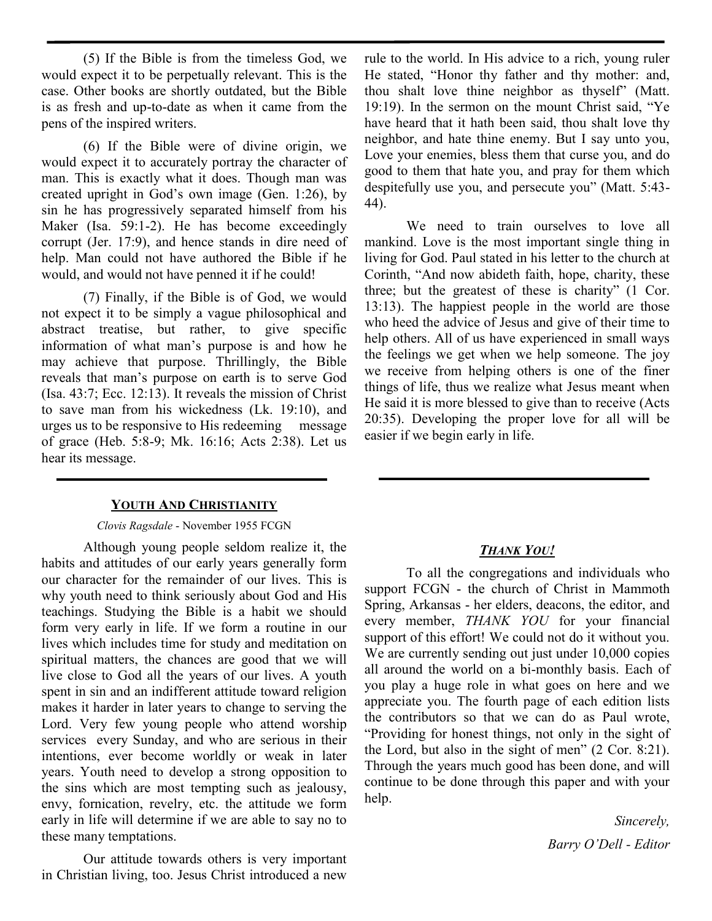(5) If the Bible is from the timeless God, we would expect it to be perpetually relevant. This is the case. Other books are shortly outdated, but the Bible is as fresh and up-to-date as when it came from the pens of the inspired writers.

(6) If the Bible were of divine origin, we would expect it to accurately portray the character of man. This is exactly what it does. Though man was created upright in God's own image (Gen. 1:26), by sin he has progressively separated himself from his Maker (Isa. 59:1-2). He has become exceedingly corrupt (Jer. 17:9), and hence stands in dire need of help. Man could not have authored the Bible if he would, and would not have penned it if he could!

(7) Finally, if the Bible is of God, we would not expect it to be simply a vague philosophical and abstract treatise, but rather, to give specific information of what man's purpose is and how he may achieve that purpose. Thrillingly, the Bible reveals that man's purpose on earth is to serve God (Isa. 43:7; Ecc. 12:13). It reveals the mission of Christ to save man from his wickedness (Lk. 19:10), and urges us to be responsive to His redeeming message of grace (Heb. 5:8-9; Mk. 16:16; Acts 2:38). Let us hear its message.

## YOUTH AND CHRISTIANITY

*Clovis Ragsdale* - November 1955 FCGN

Although young people seldom realize it, the habits and attitudes of our early years generally form our character for the remainder of our lives. This is why youth need to think seriously about God and His teachings. Studying the Bible is a habit we should form very early in life. If we form a routine in our lives which includes time for study and meditation on spiritual matters, the chances are good that we will live close to God all the years of our lives. A youth spent in sin and an indifferent attitude toward religion makes it harder in later years to change to serving the Lord. Very few young people who attend worship services every Sunday, and who are serious in their intentions, ever become worldly or weak in later years. Youth need to develop a strong opposition to the sins which are most tempting such as jealousy, envy, fornication, revelry, etc. the attitude we form early in life will determine if we are able to say no to these many temptations.

Our attitude towards others is very important in Christian living, too. Jesus Christ introduced a new rule to the world. In His advice to a rich, young ruler He stated, "Honor thy father and thy mother: and, thou shalt love thine neighbor as thyself" (Matt. 19:19). In the sermon on the mount Christ said, "Ye have heard that it hath been said, thou shalt love thy neighbor, and hate thine enemy. But I say unto you, Love your enemies, bless them that curse you, and do good to them that hate you, and pray for them which despitefully use you, and persecute you" (Matt. 5:43-44).

We need to train ourselves to love all mankind. Love is the most important single thing in living for God. Paul stated in his letter to the church at Corinth, "And now abideth faith, hope, charity, these three; but the greatest of these is charity" (1 Cor. 13:13). The happiest people in the world are those who heed the advice of Jesus and give of their time to help others. All of us have experienced in small ways the feelings we get when we help someone. The joy we receive from helping others is one of the finer things of life, thus we realize what Jesus meant when He said it is more blessed to give than to receive (Acts 20:35). Developing the proper love for all will be easier if we begin early in life.

## *THANK YOU!*

To all the congregations and individuals who support FCGN - the church of Christ in Mammoth Spring, Arkansas - her elders, deacons, the editor, and every member, *THANK YOU* for your financial support of this effort! We could not do it without you. We are currently sending out just under 10,000 copies all around the world on a bi-monthly basis. Each of you play a huge role in what goes on here and we appreciate you. The fourth page of each edition lists the contributors so that we can do as Paul wrote, "Providing for honest things, not only in the sight of the Lord, but also in the sight of men" (2 Cor. 8:21). Through the years much good has been done, and will continue to be done through this paper and with your help.

*Sincerely,*

*Barry O'Dell - Editor*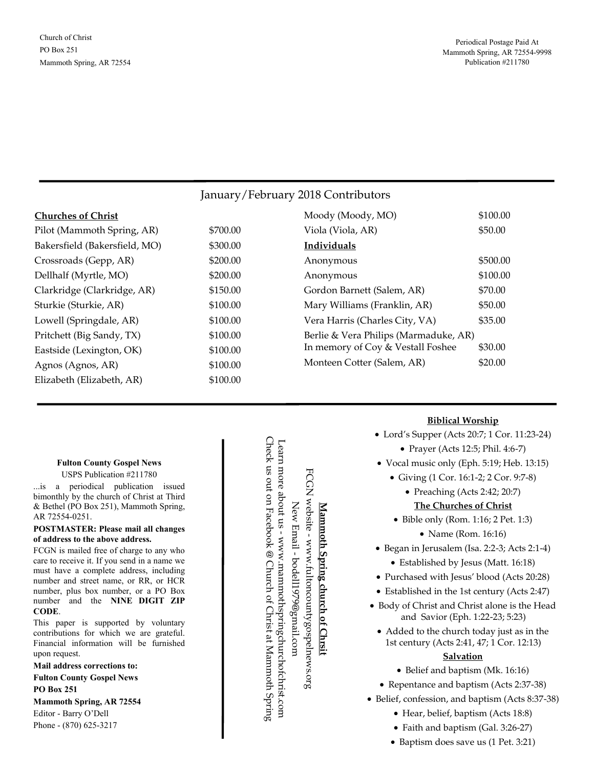Church of Christ
PO Box 251
Mammoth Spring, AR 72554

Periodical Postage Paid At
Mammoth Spring, AR 72554-9998
Publication #211780

## January/February 2018 Contributors

| | | | |
|---|---|---|---|
| **Churches of Christ** | | Moody (Moody, MO) | $100.00 |
| Pilot (Mammoth Spring, AR) | $700.00 | Viola (Viola, AR) | $50.00 |
| Bakersfield (Bakersfield, MO) | $300.00 | **Individuals** | |
| Crossroads (Gepp, AR) | $200.00 | Anonymous | $500.00 |
| Dellhalf (Myrtle, MO) | $200.00 | Anonymous | $100.00 |
| Clarkridge (Clarkridge, AR) | $150.00 | Gordon Barnett (Salem, AR) | $70.00 |
| Sturkie (Sturkie, AR) | $100.00 | Mary Williams (Franklin, AR) | $50.00 |
| Lowell (Springdale, AR) | $100.00 | Vera Harris (Charles City, VA) | $35.00 |
| Pritchett (Big Sandy, TX) | $100.00 | Berlie & Vera Philips (Marmaduke, AR) In memory of Coy & Vestall Foshee | $30.00 |
| Eastside (Lexington, OK) | $100.00 | Monteen Cotter (Salem, AR) | $20.00 |
| Agnos (Agnos, AR) | $100.00 | | |
| Elizabeth (Elizabeth, AR) | $100.00 | | |

**Fulton County Gospel News**
USPS Publication #211780

...is a periodical publication issued bimonthly by the church of Christ at Third & Bethel (PO Box 251), Mammoth Spring, AR 72554-0251.

**POSTMASTER: Please mail all changes of address to the above address.**

FCGN is mailed free of charge to any who care to receive it. If you send in a name we must have a complete address, including number and street name, or RR, or HCR number, plus box number, or a PO Box number and the **NINE DIGIT ZIP CODE**.

This paper is supported by voluntary contributions for which we are grateful. Financial information will be furnished upon request.

**Mail address corrections to:**
**Fulton County Gospel News**
**PO Box 251**
**Mammoth Spring, AR 72554**
Editor - Barry O'Dell
Phone - (870) 625-3217

**Mammoth Spring church of Chrsit**
FCGN website - www.fultoncountygospelnews.org
New Email - bodell1979@gmail.com
Learn more about us - www.mammothspringchurchofchrist.com
Check us out on Facebook @ Church of Christ at Mammoth Spring

**Biblical Worship**

- Lord's Supper (Acts 20:7; 1 Cor. 11:23-24)
- Prayer (Acts 12:5; Phil. 4:6-7)
- Vocal music only (Eph. 5:19; Heb. 13:15)
- Giving (1 Cor. 16:1-2; 2 Cor. 9:7-8)
- Preaching (Acts 2:42; 20:7)

**The Churches of Christ**

- Bible only (Rom. 1:16; 2 Pet. 1:3)
- Name (Rom. 16:16)
- Began in Jerusalem (Isa. 2:2-3; Acts 2:1-4)
- Established by Jesus (Matt. 16:18)
- Purchased with Jesus' blood (Acts 20:28)
- Established in the 1st century (Acts 2:47)
- Body of Christ and Christ alone is the Head and Savior (Eph. 1:22-23; 5:23)
- Added to the church today just as in the 1st century (Acts 2:41, 47; 1 Cor. 12:13)

**Salvation**

- Belief and baptism (Mk. 16:16)
- Repentance and baptism (Acts 2:37-38)
- Belief, confession, and baptism (Acts 8:37-38)
- Hear, belief, baptism (Acts 18:8)
- Faith and baptism (Gal. 3:26-27)
- Baptism does save us (1 Pet. 3:21)